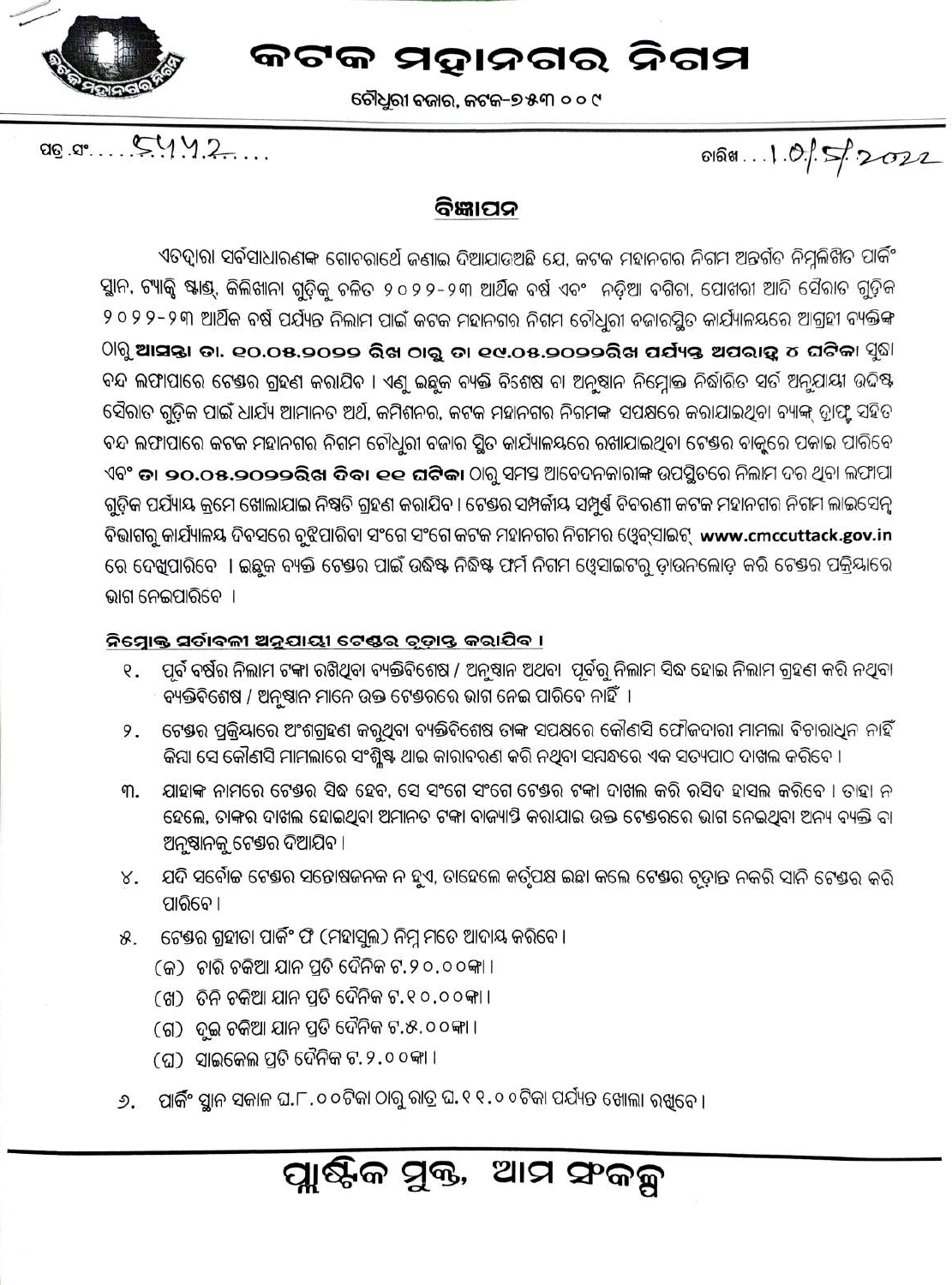# କଟକ ମହାନଗର ନିଗମ

ଚୌଧୁରୀ ବଜାର, କଟକ-୭୫୩ ୦୦୯

ପତ୍ର ସଂ.....5442.....

ତାରିଖ...1.0/5/2022

## ବିଜ୍ଞାପନ

ଏତଦ୍ୱାରା ସର୍ବସାଧାରଣଙ୍କ ଗୋଚରାର୍ଥେ ଜଣାଇ ଦିଆଯାଉଅଛି ଯେ, କଟକ ମହାନଗର ନିଗମ ଅନ୍ତର୍ଗତ ନିମ୍ନଲିଖିତ ପାର୍କିଂ ସ୍ଥାନ, ଟ୍ୟାକ୍ସି ଷ୍ଟାଣ୍ଡ, କିଳିଖାନା ଗୁଡ଼ିକୁ ଚଳିତ ୨୦୨୨-୨୩ ଆର୍ଥିକ ବର୍ଷ ଏବଂ ନଡ଼ିଆ ବଗିଚା, ପୋଖରୀ ଆଦି ସୈରାତ ଗୁଡ଼ିକ ୨୦୨୨-୨୩ ଆର୍ଥିକ ବର୍ଷ ପର୍ଯ୍ୟନ୍ତ ନିଲାମ ପାଇଁ କଟକ ମହାନଗର ନିଗମ ଚୌଧୁରୀ ବଜାରସ୍ଥିତ କାର୍ଯ୍ୟାଳୟରେ ଆଗ୍ରହୀ ବ୍ୟକ୍ତିଙ୍କ ଠାରୁ **ଆସନ୍ତା ତା. ୧୦.୦୫.୨୦୨୨ ରିଖ ଠାରୁ ତା ୧୯.୦୫.୨୦୨୨ରିଖ ପର୍ଯ୍ୟନ୍ତ ଅପରାହ୍ନ ୪ ଘଟିକା** ସୁଦ୍ଧା ବନ୍ଦ ଲଫାପାରେ ଟେଣ୍ଡର ଗ୍ରହଣ କରାଯିବ । ଏଣୁ ଇଛୁକ ବ୍ୟକ୍ତି ବିଶେଷ ବା ଅନୁଷ୍ଠାନ ନିମ୍ନୋକ୍ତ ନିର୍ଦ୍ଧାରିତ ସର୍ତ୍ତ ଅନୁଯାୟୀ ଉଦ୍ଦିଷ୍ଟ ସୈରାତ ଗୁଡ଼ିକ ପାଇଁ ଧାର୍ଯ୍ୟ ଅମାନତ ଅର୍ଥ, କମିଶନର, କଟକ ମହାନଗର ନିଗମଙ୍କ ସପକ୍ଷରେ କରାଯାଇଥିବା ବ୍ୟାଙ୍କ୍ ଡ୍ରାଫ୍ଟ ସହିତ ବନ୍ଦ ଲଫାପାରେ କଟକ ମହାନଗର ନିଗମ ଚୌଧୁରୀ ବଜାର ସ୍ଥିତ କାର୍ଯ୍ୟାଳୟରେ ରଖାଯାଇଥିବା ଟେଣ୍ଡର ବାକ୍ସରେ ପକାଇ ପାରିବେ ଏବଂ **ତା ୨୦.୦୫.୨୦୨୨ରିଖ ଦିବା ୧୧ ଘଟିକା** ଠାରୁ ସମସ୍ତ ଆବେଦନକାରୀଙ୍କ ଉପସ୍ଥିତରେ ନିଲାମ ଦର ଥିବା ଲଫାପା ଗୁଡ଼ିକ ପର୍ଯ୍ୟାୟ କ୍ରମେ ଖୋଲାଯାଇ ନିଷ୍ପତି ଗ୍ରହଣ କରାଯିବ । ଟେଣ୍ଡର ସମ୍ପର୍କୀୟ ସମ୍ପୂର୍ଣ୍ଣ ବିବରଣୀ କଟକ ମହାନଗର ନିଗମ ଲାଇସେନ୍ସ ବିଭାଗରୁ କାର୍ଯ୍ୟାଳୟ ଦିବସରେ ବୁଝିପାରିବା ସଂଗେ ସଂଗେ କଟକ ମହାନଗର ନିଗମର ୱେବ୍‌ସାଇଟ୍ **www.cmccuttack.gov.in** ରେ ଦେଖିପାରିବେ । ଇଛୁକ ବ୍ୟକ୍ତି ଟେଣ୍ଡର ପାଇଁ ଉଦ୍ଦିଷ୍ଟ ନିର୍ଦ୍ଦିଷ୍ଟ ଫର୍ମ ନିଗମ ୱେବସାଇଟରୁ ଡାଉନଲୋଡ଼ କରି ଟେଣ୍ଡର ପ୍ରକ୍ରିୟାରେ ଭାଗ ନେଇପାରିବେ ।

### ନିମ୍ନୋକ୍ତ ସର୍ତ୍ତାବଳୀ ଅନୁଯାୟୀ ଟେଣ୍ଡର ଚୂଡ଼ାନ୍ତ କରାଯିବ ।

୧. ପୂର୍ବ ବର୍ଷର ନିଲାମ ଟଙ୍କା ରଖିଥିବା ବ୍ୟକ୍ତିବିଶେଷ / ଅନୁଷ୍ଠାନ ଅଥବା ପୂର୍ବରୁ ନିଲାମ ସିଦ୍ଧ ହୋଇ ନିଲାମ ଗ୍ରହଣ କରି ନଥିବା ବ୍ୟକ୍ତିବିଶେଷ / ଅନୁଷ୍ଠାନ ମାନେ ଉକ୍ତ ଟେଣ୍ଡରରେ ଭାଗ ନେଇ ପାରିବେ ନାହିଁ ।

୨. ଟେଣ୍ଡର ପ୍ରକ୍ରିୟାରେ ଅଂଶଗ୍ରହଣ କରୁଥିବା ବ୍ୟକ୍ତିବିଶେଷ ତାଙ୍କ ସପକ୍ଷରେ କୌଣସି ଫୌଜଦାରୀ ମାମଲା ବିଚାରାଧିନ ନାହିଁ କିମ୍ବା ସେ କୌଣସି ମାମଲାରେ ସଂଶ୍ଳିଷ୍ଟ ଥାଇ କାରାବରଣ କରି ନଥିବା ସମ୍ବନ୍ଧରେ ଏକ ସତ୍ୟପାଠ ଦାଖଲ କରିବେ ।

୩. ଯାହାଙ୍କ ନାମରେ ଟେଣ୍ଡର ସିଦ୍ଧ ହେବ, ସେ ସଂଗେ ସଂଗେ ଟେଣ୍ଡର ଟଙ୍କା ଦାଖଲ କରି ରସିଦ ହାସଲ କରିବେ । ତାହା ନ ହେଲେ, ତାଙ୍କର ଦାଖଲ ହୋଇଥିବା ଅମାନତ ଟଙ୍କା ବାଜ୍ୟାପ୍ତି କରାଯାଇ ଉକ୍ତ ଟେଣ୍ଡରରେ ଭାଗ ନେଇଥିବା ଅନ୍ୟ ବ୍ୟକ୍ତି ବା ଅନୁଷ୍ଠାନକୁ ଟେଣ୍ଡର ଦିଆଯିବ ।

୪. ଯଦି ସର୍ବୋଚ୍ଚ ଟେଣ୍ଡର ସନ୍ତୋଷଜନକ ନ ହୁଏ, ତାହେଲେ କର୍ତ୍ତୃପକ୍ଷ ଇଛା କଲେ ଟେଣ୍ଡର ଚୂଡ଼ାନ୍ତ ନକରି ସାନି ଟେଣ୍ଡର କରି ପାରିବେ ।

୫. ଟେଣ୍ଡର ଗ୍ରହୀତା ପାର୍କିଂ ଫି (ମହାସୁଲ) ନିମ୍ନ ମତେ ଆଦାୟ କରିବେ ।

(କ) ଚାରି ଚକିଆ ଯାନ ପ୍ରତି ଦୈନିକ ଟ.୨୦.୦୦ଙ୍କା ।

(ଖ) ତିନି ଚକିଆ ଯାନ ପ୍ରତି ଦୈନିକ ଟ.୧୦.୦୦ଙ୍କା ।

(ଗ) ଦୁଇ ଚକିଆ ଯାନ ପ୍ରତି ଦୈନିକ ଟ.୫.୦୦ଙ୍କା ।

(ଘ) ସାଇକେଲ ପ୍ରତି ଦୈନିକ ଟ.୨.୦୦ଙ୍କା ।

୬. ପାର୍କିଂ ସ୍ଥାନ ସକାଳ ଘ.୮.୦୦ଟିକା ଠାରୁ ରାତ୍ର ଘ.୧୧.୦୦ଟିକା ପର୍ଯ୍ୟନ୍ତ ଖୋଲା ରଖିବେ ।

**ପ୍ଲାଷ୍ଟିକ ମୁକ୍ତ, ଆମ ସଂକଳ୍ପ**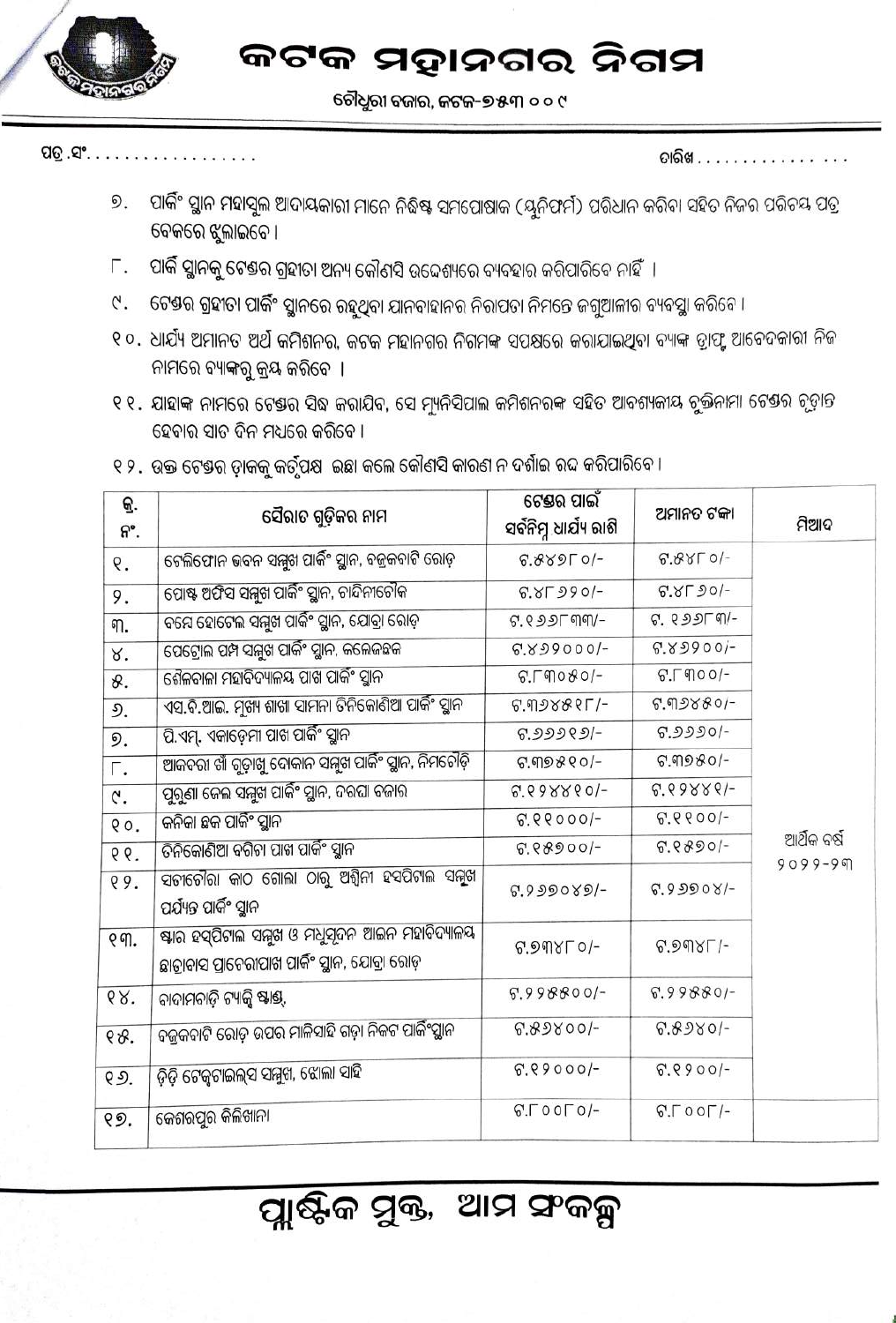# କଟକ ମହାନଗର ନିଗମ

ଚୌଧୁରୀ ବଜାର, କଟକ-୭୫୩ ୦୦୯

ପତ୍ର ସଂ.................. ତାରିଖ...............

୭. ପାର୍କିଂ ସ୍ଥାନ ମହାସୁଲ ଆଦାୟକାରୀ ମାନେ ନିର୍ଦ୍ଦିଷ୍ଟ ସମପୋଷାକ (ୟୁନିଫର୍ମ) ପରିଧାନ କରିବା ସହିତ ନିଜର ପରିଚୟ ପତ୍ର ବେକରେ ଝୁଲାଇବେ।

୮. ପାର୍କି ସ୍ଥାନକୁ ଟେଣ୍ଡର ଗ୍ରହୀତା ଅନ୍ୟ କୌଣସି ଉଦ୍ଦେଶ୍ୟରେ ବ୍ୟବହାର କରିପାରିବେ ନାହିଁ ।

୯. ଟେଣ୍ଡର ଗ୍ରହୀତା ପାର୍କିଂ ସ୍ଥାନରେ ରହୁଥିବା ଯାନବାହାନର ନିରାପତା ନିମନ୍ତେ ଜଗୁଆଳୀର ବ୍ୟବସ୍ଥା କରିବେ।

୧୦. ଧାର୍ଯ୍ୟ ଅମାନତ ଅର୍ଥ କମିଶନର, କଟକ ମହାନଗର ନିଗମଙ୍କ ସପକ୍ଷରେ କରାଯାଇଥିବା ବ୍ୟାଙ୍କ ଡ୍ରାଫ୍ଟ ଆବେଦକାରୀ ନିଜ ନାମରେ ବ୍ୟାଙ୍କରୁ କ୍ରୟ କରିବେ ।

୧୧. ଯାହାଙ୍କ ନାମରେ ଟେଣ୍ଡର ସିଦ୍ଧ କରାଯିବ, ସେ ମ୍ୟୁନିସିପାଲ କମିଶନରଙ୍କ ସହିତ ଆବଶ୍ୟକୀୟ ଚୁକ୍ତିନାମା ଟେଣ୍ଡର ଚୂଡ଼ାନ୍ତ ହେବାର ସାତ ଦିନ ମଧ୍ୟରେ କରିବେ।

୧୨. ଉକ୍ତ ଟେଣ୍ଡର ଡ଼ାକକୁ କର୍ତ୍ତୃପକ୍ଷ ଇଛା କଲେ କୌଣସି କାରଣ ନ ଦର୍ଶାଇ ରଦ୍ଦ କରିପାରିବେ।

| କ୍ର. ନଂ. | ସୈରାତ ଗୁଡ଼ିକର ନାମ | ଟେଣ୍ଡର ପାଇଁ ସର୍ବନିମ୍ନ ଧାର୍ଯ୍ୟ ରାଶି | ଅମାନତ ଟଙ୍କା | ମିଆଦ |
|---|---|---|---|---|
| ୧. | ଟେଲିଫୋନ ଭବନ ସମ୍ମୁଖ ପାର୍କିଂ ସ୍ଥାନ, ବକ୍ସିବଜାର ରୋଡ଼ | ଟ.୫୪୭୮୦/- | ଟ.୫୪୮୦/- | ଆର୍ଥିକ ବର୍ଷ ୨୦୨୨-୨୩ |
| ୨. | ପୋଷ୍ଟ ଅଫିସ ସମ୍ମୁଖ ପାର୍କିଂ ସ୍ଥାନ, ଚାନ୍ଦିନୀଚୌକ | ଟ.୪୮୬୨୦/- | ଟ.୪୮୬୦/- | |
| ୩. | ବମ୍ବେ ହୋଟେଲ ସମ୍ମୁଖ ପାର୍କିଂ ସ୍ଥାନ, ଯୋବ୍ରା ରୋଡ଼ | ଟ.୧୬୬୮୩୩/- | ଟ. ୧୬୬୮୩/- | |
| ୪. | ପେଟ୍ରୋଲ ପମ୍ପ ସମ୍ମୁଖ ପାର୍କିଂ ସ୍ଥାନ, କଲେଜଛକ | ଟ.୪୬୨୦୦୦/- | ଟ.୪୬୨୦୦/- | |
| ୫. | ଶୈଳବାଳା ମହାବିଦ୍ୟାଳୟ ପାଖ ପାର୍କିଂ ସ୍ଥାନ | ଟ.୮୩୦୫୦/- | ଟ.୮୩୦୦/- | |
| ୬. | ଏସ.ବି.ଆଇ. ମୁଖ୍ୟ ଶାଖା ସାମନା ତିନିକୋଣିଆ ପାର୍କିଂ ସ୍ଥାନ | ଟ.୩୬୪୫୧୮/- | ଟ.୩୬୪୫୦/- | |
| ୭. | ପି.ଏମ୍. ଏକାଡ଼େମୀ ପାଖ ପାର୍କିଂ ସ୍ଥାନ | ଟ.୬୬୬୧୬/- | ଟ.୬୬୬୦/- | |
| ୮. | ଆଜବରୀ ଖାଁ ଗୁଡ଼ାଖୁ ଦୋକାନ ସମ୍ମୁଖ ପାର୍କିଂ ସ୍ଥାନ, ନିମଚୌଡ଼ି | ଟ.୩୭୫୧୦/- | ଟ.୩୭୫୦/- | |
| ୯. | ପୁରୁଣା ଜେଲ ସମ୍ମୁଖ ପାର୍କିଂ ସ୍ଥାନ, ଦରଘା ବଜାର | ଟ.୧୨୪୪୧୦/- | ଟ.୧୨୪୪୧/- | |
| ୧୦. | ଜନିକା ଛକ ପାର୍କିଂ ସ୍ଥାନ | ଟ.୧୧୦୦୦/- | ଟ.୧୧୦୦/- | |
| ୧୧. | ତିନିକୋଣିଆ ବଗିଚା ପାଖ ପାର୍କିଂ ସ୍ଥାନ | ଟ.୧୫୭୦୦/- | ଟ.୧୫୭୦/- | |
| ୧୨. | ସତୀଚୌରା କାଠ ଗୋଲା ଠାରୁ ଅଶ୍ୱିନୀ ହସପିଟାଲ ସମ୍ମୁଖ ପର୍ଯ୍ୟନ୍ତ ପାର୍କିଂ ସ୍ଥାନ | ଟ.୨୬୭୦୪୭/- | ଟ.୨୬୭୦୪/- | |
| ୧୩. | ଷ୍ଟାର ହସ୍‌ପିଟାଲ ସମ୍ମୁଖ ଓ ମଧୁସୂଦନ ଆଇନ ମହାବିଦ୍ୟାଳୟ ଛାତ୍ରାବାସ ପାଚେରୀପାଖ ପାର୍କିଂ ସ୍ଥାନ, ଯୋବ୍ରା ରୋଡ଼ | ଟ.୭୩୪୮୦/- | ଟ.୭୩୪୮/- | |
| ୧୪. | ବାଦାମବାଡ଼ି ଟ୍ୟାକ୍ସି ଷ୍ଟାଣ୍ଡ | ଟ.୨୨୫୫୦୦/- | ଟ.୨୨୫୫୦/- | |
| ୧୫. | ବକ୍ସିବଜାର ରୋଡ଼ ଉପର ମାଳିସାହି ଗଡ଼ା ନିକଟ ପାର୍କିଂସ୍ଥାନ | ଟ.୫୬୪୦୦/- | ଟ.୫୬୪୦/- | |
| ୧୬. | ଡ଼ିଡ଼ି ଟେକ୍ସଟାଇଲସ ସମ୍ମୁଖ, ଝୋଲା ସାହି | ଟ.୧୨୦୦୦/- | ଟ.୧୨୦୦/- | |
| ୧୭. | କେଶରପୁର କିଲିଖାନା | ଟ.୮୦୦୮୦/- | ଟ.୮୦୦୮/- | |

**ପ୍ଲାଷ୍ଟିକ ମୁକ୍ତ, ଆମ ସଂକଳ୍ପ**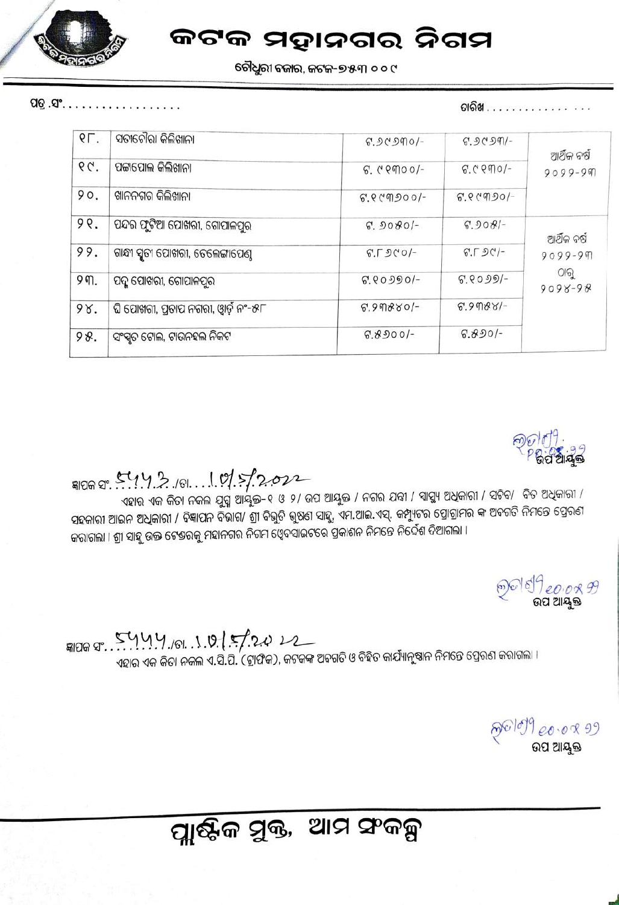# କଟକ ମହାନଗର ନିଗମ

ଚୌଧୁରୀ ବଜାର, କଟକ-୭୫୩ ୦୦୧

ପତ୍ର.ସଂ.................. ତାରିଖ.............. ...

| | | | | |
|---|---|---|---|---|
| ୧୮. | ସତୀଚୌରା କିଲିଖାନା | ଟ.୬୯୬୩୦/- | ଟ.୬୯୬୩/- | ଆର୍ଥିକ ବର୍ଷ ୨୦୨୨-୨୩ |
| ୧୯. | ପଟ୍ଟାପୋଲ କିଲିଖାନା | ଟ. ୯୧୩୦୦/- | ଟ.୯୧୩୦/- | |
| ୨୦. | ଖାନନଗର କିଲିଖାନା | ଟ.୧୯୩୬୦୦/- | ଟ.୧୯୩୬୦/- | |
| ୨୧. | ପନ୍ଦର ଫୁଟିଆ ପୋଖରୀ, ଗୋପାଳପୁର | ଟ. ୬୦୫୦/- | ଟ.୬୦୫/- | ଆର୍ଥିକ ବର୍ଷ ୨୦୨୨-୨୩ ଠାରୁ ୨୦୨୪-୨୫ |
| ୨୨. | ଗାନ୍ଧୀ ସ୍ମୃତୀ ପୋଖରୀ, ତେଲେଙ୍ଗାପେଣ୍ଠ | ଟ.୮୬୯୦/- | ଟ.୮୬୯/- | |
| ୨୩. | ପଦ୍ମ ପୋଖରୀ, ଗୋପାଳପୁର | ଟ.୧୦୬୭୦/- | ଟ.୧୦୬୭/- | |
| ୨୪. | ଘି ପୋଖରୀ, ପ୍ରତାପ ନଗରୀ, ୱାର୍ଡ ନଂ-୫୮ | ଟ.୨୩୫୪୦/- | ଟ.୨୩୫୪/- | |
| ୨୫. | ସଂସ୍କୃତ ଟୋଲ, ଟାଉନହଲ ନିକଟ | ଟ.୫୬୦୦/- | ଟ.୫୬୦/- | |

ଉପ ଆୟୁକ୍ତ

ଜ୍ଞାପକ ସଂ. 5453 /ତା. 10/5/2022

ଏହାର ଏକ କିତା ନକଲ ଯୁଗ୍ମ ଆୟୁକ୍ତ-୧ ଓ ୨/ ଉପ ଆୟୁକ୍ତ / ନଗର ଯନ୍ତ୍ରୀ / ସ୍ୱାସ୍ଥ୍ୟ ଅଧିକାରୀ / ସଚିବ/ ବିତ ଅଧିକାରୀ / ସହକାରୀ ଆଇନ ଅଧିକାରୀ / ବିଜ୍ଞାପନ ବିଭାଗ/ ଶ୍ରୀ ବିଭୁତି ଭୁଷଣ ସାହୁ, ଏମ.ଆଇ.ଏସ୍. କମ୍ପ୍ୟୁଟର ପ୍ରୋଗ୍ରାମର ଙ୍କ ଅବଗତି ନିମନ୍ତେ ପ୍ରେରଣ କରାଗଲା । ଶ୍ରୀ ସାହୁ ଉକ୍ତ ଟେଣ୍ଡରକୁ ମହାନଗର ନିଗମ ୱେବସାଇଟରେ ପ୍ରକାଶନ ନିମନ୍ତେ ନିର୍ଦ୍ଦେଶ ଦିଆଗଲା ।

ଉପ ଆୟୁକ୍ତ

ଜ୍ଞାପକ ସଂ. 5455 /ତା. 10/5/2022

ଏହାର ଏକ କିତା ନକଲ ଏ.ସି.ପି. (ଟ୍ରାଫିକ), କଟକଙ୍କ ଅବଗତି ଓ ବିହିତ କାର୍ଯ୍ୟାନୁଷ୍ଠାନ ନିମନ୍ତେ ପ୍ରେରଣ କରାଗଲା ।

ଉପ ଆୟୁକ୍ତ

ପ୍ଲାଷ୍ଟିକ ମୁକ୍ତ, ଆମ ସଂକଳ୍ପ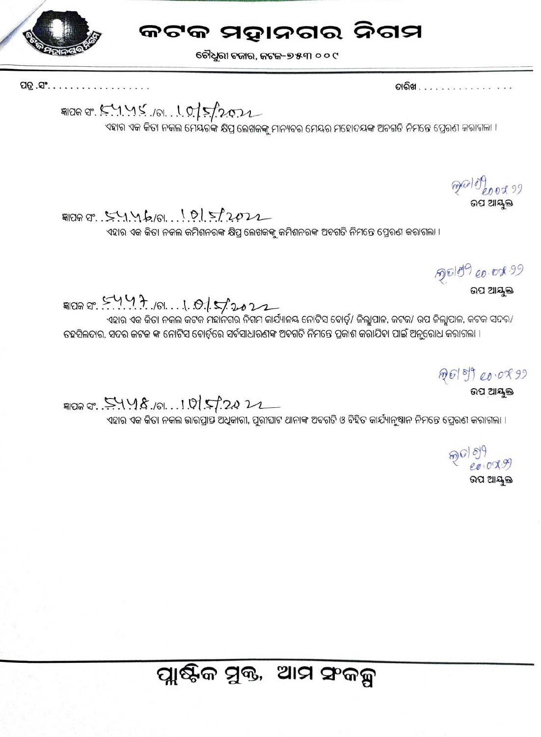# କଟକ ମହାନଗର ନିଗମ

ଚୌଧୁରୀ ବଜାର, କଟକ-୭୫୩ ୦୦୯

ପତ୍ର ସଂ. .................. ତାରିଖ ...............

ଜ୍ଞାପକ ସଂ. 5455 /ତା. 10/5/2022

ଏହାର ଏକ କିତା ନକଲ ମେୟରଙ୍କ କ୍ଷିପ୍ର ଲେଖକଙ୍କୁ ମାନ୍ୟବର ମେୟର ମହୋଦୟଙ୍କ ଅବଗତି ନିମନ୍ତେ ପ୍ରେରଣ କରାଗଲା ।

ଉପ ଆୟୁକ୍ତ

ଜ୍ଞାପକ ସଂ. 5456 /ତା. 10/5/2022

ଏହାର ଏକ କିତା ନକଲ କମିଶନରଙ୍କ କ୍ଷିପ୍ର ଲେଖକଙ୍କୁ କମିଶନରଙ୍କ ଅବଗତି ନିମନ୍ତେ ପ୍ରେରଣ କରାଗଲା ।

ଉପ ଆୟୁକ୍ତ

ଜ୍ଞାପକ ସଂ. 5457 /ତା. 10/5/2022

ଏହାର ଏକ କିତା ନକଲ କଟକ ମହାନଗର ନିଗମ କାର୍ଯ୍ୟାଳୟ ନୋଟିସ ବୋର୍ଡ଼/ ଜିଲ୍ଲାପାଳ, କଟକ/ ଉପ ଜିଲ୍ଲାପାଳ, କଟକ ସଦର/ ତହସିଲଦାର, ସଦର କଟକ ଙ୍କ ନୋଟିସ ବୋର୍ଡ଼ରେ ସର୍ବସାଧାରଣଙ୍କ ଅବଗତି ନିମନ୍ତେ ପ୍ରକାଶ କରାଯିବା ପାଇଁ ଅନୁରୋଧ କରାଗଲା ।

ଉପ ଆୟୁକ୍ତ

ଜ୍ଞାପକ ସଂ. 5458 /ତା. 10/5/2022

ଏହାର ଏକ କିତା ନକଲ ଭାରପ୍ରାପ୍ତ ଅଧିକାରୀ, ପୁରୀଘାଟ ଥାନାଙ୍କ ଅବଗତି ଓ ବିହିତ କାର୍ଯ୍ୟାନୁଷ୍ଠାନ ନିମନ୍ତେ ପ୍ରେରଣ କରାଗଲା ।

ଉପ ଆୟୁକ୍ତ

**ପ୍ଲାଷ୍ଟିକ ମୁକ୍ତ, ଆମ ସଂକଳ୍ପ**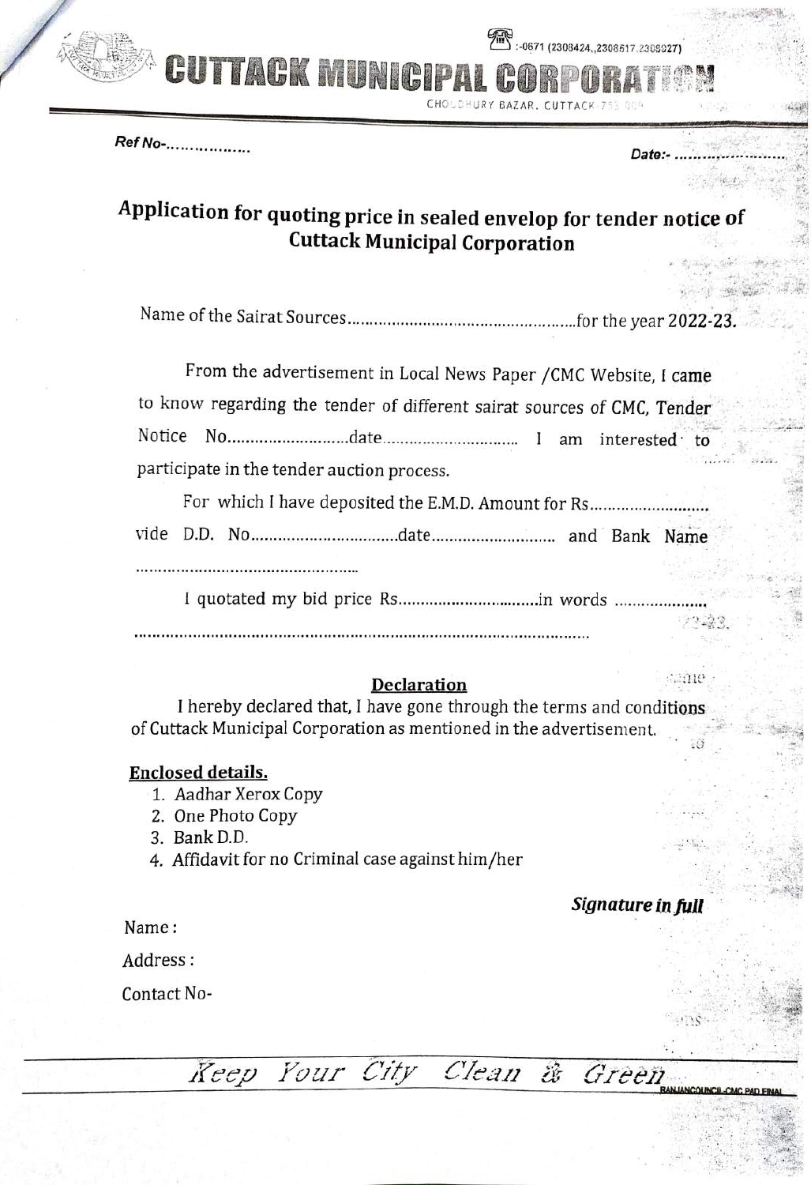:-0671 (2308424,,2308617,2308027)

# CUTTACK MUNICIPAL CORPORATION

CHOUDHURY BAZAR, CUTTACK-753 004

**Ref No-..................** **Date:- .........................**

## Application for quoting price in sealed envelop for tender notice of Cuttack Municipal Corporation

Name of the Sairat Sources..................................................for the year **2022-23.**

From the advertisement in Local News Paper /CMC Website, I came to know regarding the tender of different sairat sources of CMC, Tender Notice No..........................date............................. I am interested to participate in the tender auction process.

For which I have deposited the E.M.D. Amount for Rs.......................... vide D.D. No...............................date.......................... and Bank Name ................................................

I quotated my bid price Rs.............................in words ...................... .........................................................................................................

**Declaration**

I hereby declared that, I have gone through the terms and conditions of Cuttack Municipal Corporation as mentioned in the advertisement.

**Enclosed details.**

1. Aadhar Xerox Copy
2. One Photo Copy
3. Bank D.D.
4. Affidavit for no Criminal case against him/her

***Signature in full***

Name :

Address :

Contact No-

*Keep Your City Clean & Green*